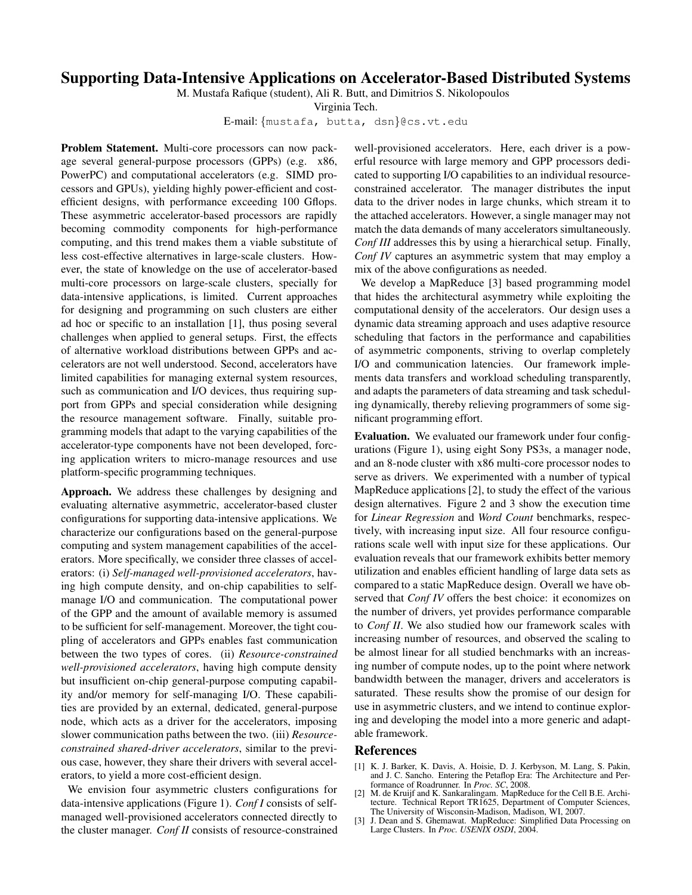# Supporting Data-Intensive Applications on Accelerator-Based Distributed Systems

M. Mustafa Rafique (student), Ali R. Butt, and Dimitrios S. Nikolopoulos

Virginia Tech.

E-mail: {mustafa, butta, dsn}@cs.vt.edu

**Problem Statement.** Multi-core processors can now package several general-purpose processors (GPPs) (e.g. x86, PowerPC) and computational accelerators (e.g. SIMD processors and GPUs), yielding highly power-efficient and cost-efficient designs, with performance exceeding 100 Gflops. These asymmetric accelerator-based processors are rapidly becoming commodity components for high-performance computing, and this trend makes them a viable substitute of less cost-effective alternatives in large-scale clusters. However, the state of knowledge on the use of accelerator-based multi-core processors on large-scale clusters, specially for data-intensive applications, is limited. Current approaches for designing and programming on such clusters are either ad hoc or specific to an installation [1], thus posing several challenges when applied to general setups. First, the effects of alternative workload distributions between GPPs and accelerators are not well understood. Second, accelerators have limited capabilities for managing external system resources, such as communication and I/O devices, thus requiring support from GPPs and special consideration while designing the resource management software. Finally, suitable programming models that adapt to the varying capabilities of the accelerator-type components have not been developed, forcing application writers to micro-manage resources and use platform-specific programming techniques.

**Approach.** We address these challenges by designing and evaluating alternative asymmetric, accelerator-based cluster configurations for supporting data-intensive applications. We characterize our configurations based on the general-purpose computing and system management capabilities of the accelerators. More specifically, we consider three classes of accelerators: (i) *Self-managed well-provisioned accelerators*, having high compute density, and on-chip capabilities to self-manage I/O and communication. The computational power of the GPP and the amount of available memory is assumed to be sufficient for self-management. Moreover, the tight coupling of accelerators and GPPs enables fast communication between the two types of cores. (ii) *Resource-constrained well-provisioned accelerators*, having high compute density but insufficient on-chip general-purpose computing capability and/or memory for self-managing I/O. These capabilities are provided by an external, dedicated, general-purpose node, which acts as a driver for the accelerators, imposing slower communication paths between the two. (iii) *Resource-constrained shared-driver accelerators*, similar to the previous case, however, they share their drivers with several accelerators, to yield a more cost-efficient design.

We envision four asymmetric clusters configurations for data-intensive applications (Figure 1). *Conf I* consists of self-managed well-provisioned accelerators connected directly to the cluster manager. *Conf II* consists of resource-constrained well-provisioned accelerators. Here, each driver is a powerful resource with large memory and GPP processors dedicated to supporting I/O capabilities to an individual resource-constrained accelerator. The manager distributes the input data to the driver nodes in large chunks, which stream it to the attached accelerators. However, a single manager may not match the data demands of many accelerators simultaneously. *Conf III* addresses this by using a hierarchical setup. Finally, *Conf IV* captures an asymmetric system that may employ a mix of the above configurations as needed.

We develop a MapReduce [3] based programming model that hides the architectural asymmetry while exploiting the computational density of the accelerators. Our design uses a dynamic data streaming approach and uses adaptive resource scheduling that factors in the performance and capabilities of asymmetric components, striving to overlap completely I/O and communication latencies. Our framework implements data transfers and workload scheduling transparently, and adapts the parameters of data streaming and task scheduling dynamically, thereby relieving programmers of some significant programming effort.

**Evaluation.** We evaluated our framework under four configurations (Figure 1), using eight Sony PS3s, a manager node, and an 8-node cluster with x86 multi-core processor nodes to serve as drivers. We experimented with a number of typical MapReduce applications [2], to study the effect of the various design alternatives. Figure 2 and 3 show the execution time for *Linear Regression* and *Word Count* benchmarks, respectively, with increasing input size. All four resource configurations scale well with input size for these applications. Our evaluation reveals that our framework exhibits better memory utilization and enables efficient handling of large data sets as compared to a static MapReduce design. Overall we have observed that *Conf IV* offers the best choice: it economizes on the number of drivers, yet provides performance comparable to *Conf II*. We also studied how our framework scales with increasing number of resources, and observed the scaling to be almost linear for all studied benchmarks with an increasing number of compute nodes, up to the point where network bandwidth between the manager, drivers and accelerators is saturated. These results show the promise of our design for use in asymmetric clusters, and we intend to continue exploring and developing the model into a more generic and adaptable framework.

## References

[1] K. J. Barker, K. Davis, A. Hoisie, D. J. Kerbyson, M. Lang, S. Pakin, and J. C. Sancho. Entering the Petaflop Era: The Architecture and Performance of Roadrunner. In *Proc. SC*, 2008.

[2] M. de Kruijf and K. Sankaralingam. MapReduce for the Cell B.E. Architecture. Technical Report TR1625, Department of Computer Sciences, The University of Wisconsin-Madison, Madison, WI, 2007.

[3] J. Dean and S. Ghemawat. MapReduce: Simplified Data Processing on Large Clusters. In *Proc. USENIX OSDI*, 2004.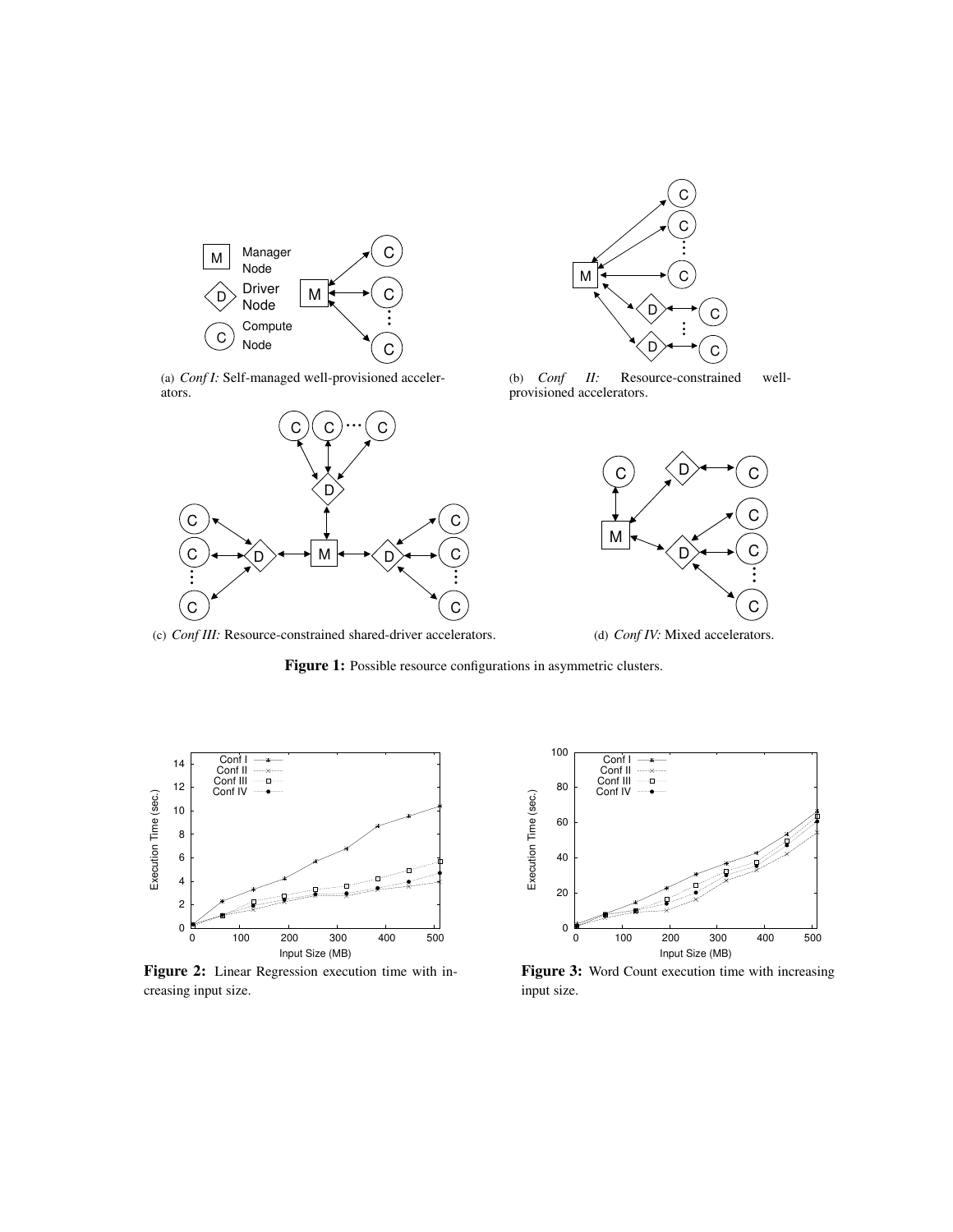M Manager Node
D Driver Node
C Compute Node

(a) *Conf I:* Self-managed well-provisioned accelerators.

(b) *Conf II:* Resource-constrained well-provisioned accelerators.

(c) *Conf III:* Resource-constrained shared-driver accelerators.

(d) *Conf IV:* Mixed accelerators.

**Figure 1:** Possible resource configurations in asymmetric clusters.

Conf I
Conf II
Conf III
Conf IV
Execution Time (sec.)
Input Size (MB)
0 2 4 6 8 10 12 14
0 100 200 300 400 500

**Figure 2:** Linear Regression execution time with increasing input size.

Conf I
Conf II
Conf III
Conf IV
Execution Time (sec.)
Input Size (MB)
0 20 40 60 80 100
0 100 200 300 400 500

**Figure 3:** Word Count execution time with increasing input size.